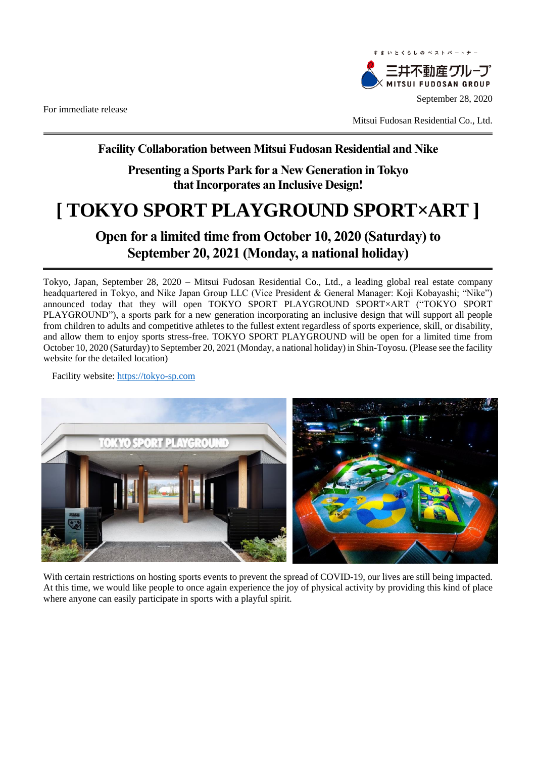すまいとくらしのベストパートナー
三井不動産グループ
MITSUI FUDOSAN GROUP

September 28, 2020

For immediate release

Mitsui Fudosan Residential Co., Ltd.

**Facility Collaboration between Mitsui Fudosan Residential and Nike**

**Presenting a Sports Park for a New Generation in Tokyo that Incorporates an Inclusive Design!**

# [ TOKYO SPORT PLAYGROUND SPORT×ART ]

## Open for a limited time from October 10, 2020 (Saturday) to September 20, 2021 (Monday, a national holiday)

Tokyo, Japan, September 28, 2020 – Mitsui Fudosan Residential Co., Ltd., a leading global real estate company headquartered in Tokyo, and Nike Japan Group LLC (Vice President & General Manager: Koji Kobayashi; "Nike") announced today that they will open TOKYO SPORT PLAYGROUND SPORT×ART ("TOKYO SPORT PLAYGROUND"), a sports park for a new generation incorporating an inclusive design that will support all people from children to adults and competitive athletes to the fullest extent regardless of sports experience, skill, or disability, and allow them to enjoy sports stress-free. TOKYO SPORT PLAYGROUND will be open for a limited time from October 10, 2020 (Saturday) to September 20, 2021 (Monday, a national holiday) in Shin-Toyosu. (Please see the facility website for the detailed location)

Facility website: https://tokyo-sp.com

With certain restrictions on hosting sports events to prevent the spread of COVID-19, our lives are still being impacted. At this time, we would like people to once again experience the joy of physical activity by providing this kind of place where anyone can easily participate in sports with a playful spirit.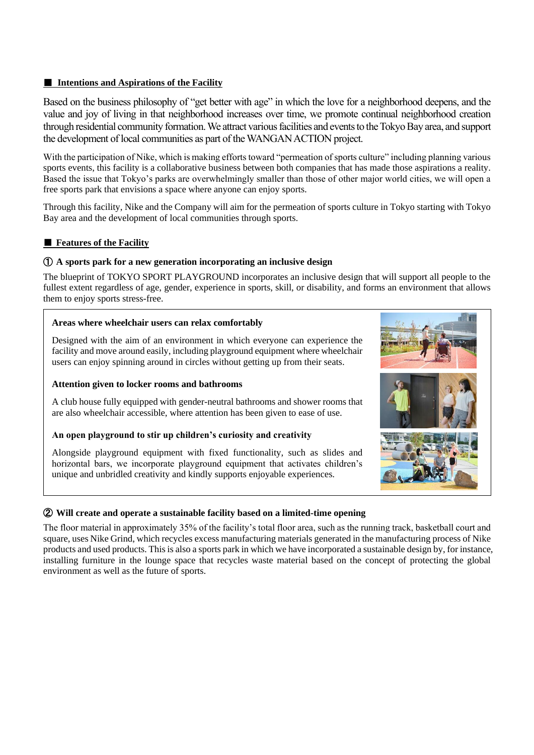## ■ Intentions and Aspirations of the Facility

Based on the business philosophy of "get better with age" in which the love for a neighborhood deepens, and the value and joy of living in that neighborhood increases over time, we promote continual neighborhood creation through residential community formation. We attract various facilities and events to the Tokyo Bay area, and support the development of local communities as part of the WANGAN ACTION project.

With the participation of Nike, which is making efforts toward "permeation of sports culture" including planning various sports events, this facility is a collaborative business between both companies that has made those aspirations a reality. Based the issue that Tokyo's parks are overwhelmingly smaller than those of other major world cities, we will open a free sports park that envisions a space where anyone can enjoy sports.

Through this facility, Nike and the Company will aim for the permeation of sports culture in Tokyo starting with Tokyo Bay area and the development of local communities through sports.

## ■ Features of the Facility

### ① A sports park for a new generation incorporating an inclusive design

The blueprint of TOKYO SPORT PLAYGROUND incorporates an inclusive design that will support all people to the fullest extent regardless of age, gender, experience in sports, skill, or disability, and forms an environment that allows them to enjoy sports stress-free.

**Areas where wheelchair users can relax comfortably**

Designed with the aim of an environment in which everyone can experience the facility and move around easily, including playground equipment where wheelchair users can enjoy spinning around in circles without getting up from their seats.

**Attention given to locker rooms and bathrooms**

A club house fully equipped with gender-neutral bathrooms and shower rooms that are also wheelchair accessible, where attention has been given to ease of use.

**An open playground to stir up children's curiosity and creativity**

Alongside playground equipment with fixed functionality, such as slides and horizontal bars, we incorporate playground equipment that activates children's unique and unbridled creativity and kindly supports enjoyable experiences.

### ② Will create and operate a sustainable facility based on a limited-time opening

The floor material in approximately 35% of the facility's total floor area, such as the running track, basketball court and square, uses Nike Grind, which recycles excess manufacturing materials generated in the manufacturing process of Nike products and used products. This is also a sports park in which we have incorporated a sustainable design by, for instance, installing furniture in the lounge space that recycles waste material based on the concept of protecting the global environment as well as the future of sports.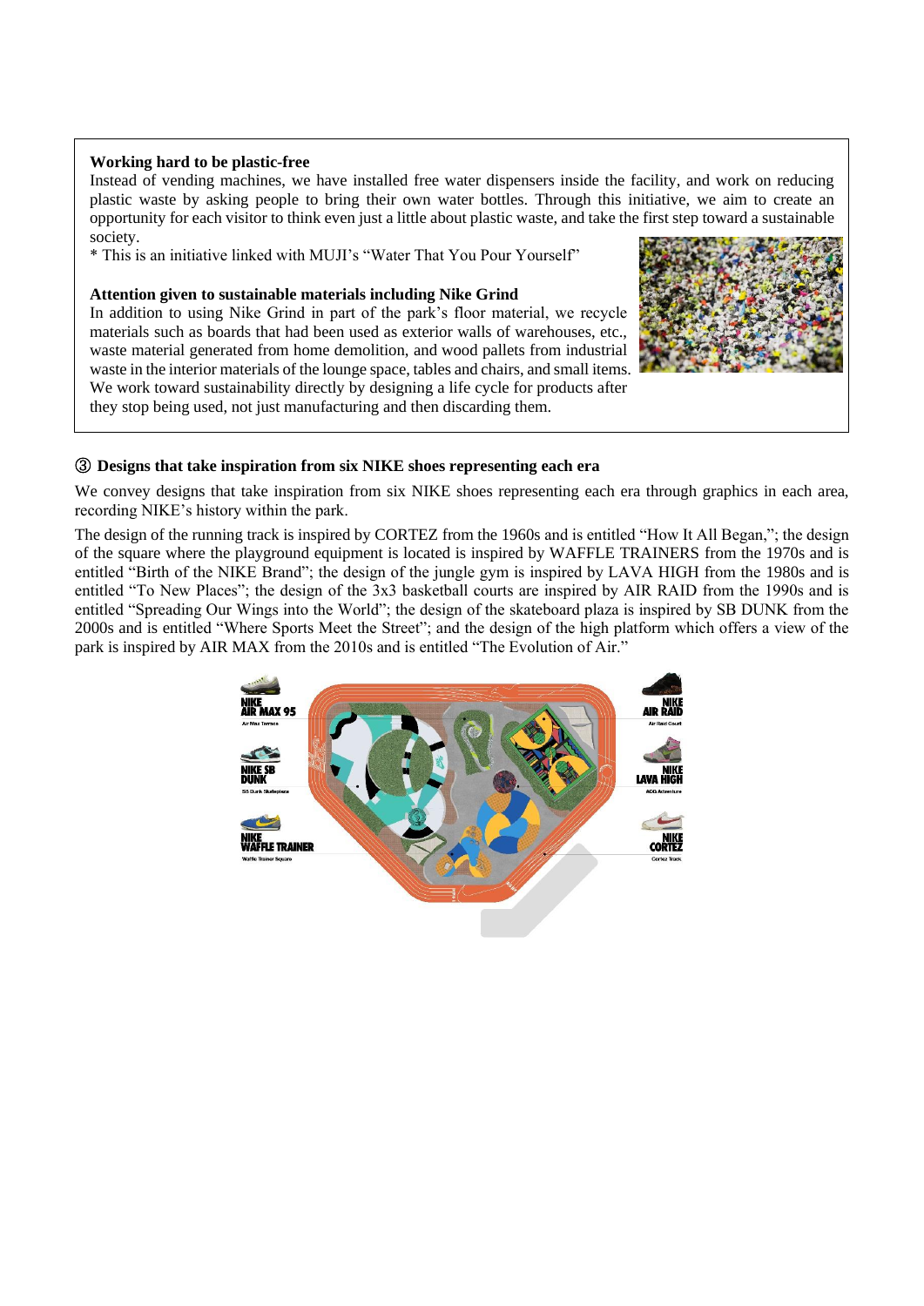**Working hard to be plastic-free**

Instead of vending machines, we have installed free water dispensers inside the facility, and work on reducing plastic waste by asking people to bring their own water bottles. Through this initiative, we aim to create an opportunity for each visitor to think even just a little about plastic waste, and take the first step toward a sustainable society.

* This is an initiative linked with MUJI's "Water That You Pour Yourself"

**Attention given to sustainable materials including Nike Grind**

In addition to using Nike Grind in part of the park's floor material, we recycle materials such as boards that had been used as exterior walls of warehouses, etc., waste material generated from home demolition, and wood pallets from industrial waste in the interior materials of the lounge space, tables and chairs, and small items. We work toward sustainability directly by designing a life cycle for products after they stop being used, not just manufacturing and then discarding them.

### ③ Designs that take inspiration from six NIKE shoes representing each era

We convey designs that take inspiration from six NIKE shoes representing each era through graphics in each area, recording NIKE's history within the park.

The design of the running track is inspired by CORTEZ from the 1960s and is entitled "How It All Began,"; the design of the square where the playground equipment is located is inspired by WAFFLE TRAINERS from the 1970s and is entitled "Birth of the NIKE Brand"; the design of the jungle gym is inspired by LAVA HIGH from the 1980s and is entitled "To New Places"; the design of the 3x3 basketball courts are inspired by AIR RAID from the 1990s and is entitled "Spreading Our Wings into the World"; the design of the skateboard plaza is inspired by SB DUNK from the 2000s and is entitled "Where Sports Meet the Street"; and the design of the high platform which offers a view of the park is inspired by AIR MAX from the 2010s and is entitled "The Evolution of Air."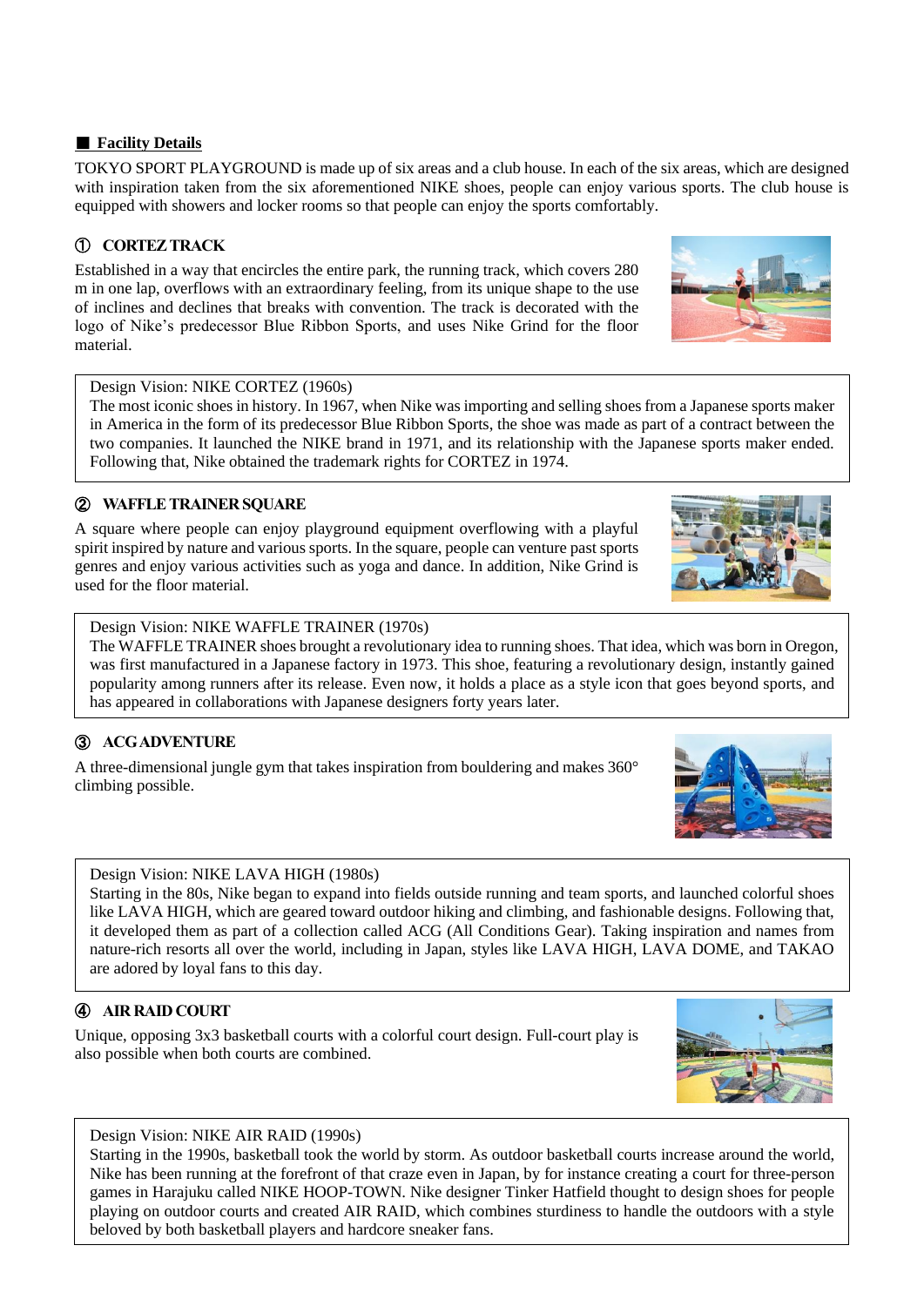## ■ Facility Details

TOKYO SPORT PLAYGROUND is made up of six areas and a club house. In each of the six areas, which are designed with inspiration taken from the six aforementioned NIKE shoes, people can enjoy various sports. The club house is equipped with showers and locker rooms so that people can enjoy the sports comfortably.

### ① CORTEZ TRACK

Established in a way that encircles the entire park, the running track, which covers 280 m in one lap, overflows with an extraordinary feeling, from its unique shape to the use of inclines and declines that breaks with convention. The track is decorated with the logo of Nike's predecessor Blue Ribbon Sports, and uses Nike Grind for the floor material.

> Design Vision: NIKE CORTEZ (1960s)
> The most iconic shoes in history. In 1967, when Nike was importing and selling shoes from a Japanese sports maker in America in the form of its predecessor Blue Ribbon Sports, the shoe was made as part of a contract between the two companies. It launched the NIKE brand in 1971, and its relationship with the Japanese sports maker ended. Following that, Nike obtained the trademark rights for CORTEZ in 1974.

### ② WAFFLE TRAINER SQUARE

A square where people can enjoy playground equipment overflowing with a playful spirit inspired by nature and various sports. In the square, people can venture past sports genres and enjoy various activities such as yoga and dance. In addition, Nike Grind is used for the floor material.

> Design Vision: NIKE WAFFLE TRAINER (1970s)
> The WAFFLE TRAINER shoes brought a revolutionary idea to running shoes. That idea, which was born in Oregon, was first manufactured in a Japanese factory in 1973. This shoe, featuring a revolutionary design, instantly gained popularity among runners after its release. Even now, it holds a place as a style icon that goes beyond sports, and has appeared in collaborations with Japanese designers forty years later.

### ③ ACG ADVENTURE

A three-dimensional jungle gym that takes inspiration from bouldering and makes 360° climbing possible.

> Design Vision: NIKE LAVA HIGH (1980s)
> Starting in the 80s, Nike began to expand into fields outside running and team sports, and launched colorful shoes like LAVA HIGH, which are geared toward outdoor hiking and climbing, and fashionable designs. Following that, it developed them as part of a collection called ACG (All Conditions Gear). Taking inspiration and names from nature-rich resorts all over the world, including in Japan, styles like LAVA HIGH, LAVA DOME, and TAKAO are adored by loyal fans to this day.

### ④ AIR RAID COURT

Unique, opposing 3x3 basketball courts with a colorful court design. Full-court play is also possible when both courts are combined.

> Design Vision: NIKE AIR RAID (1990s)
> Starting in the 1990s, basketball took the world by storm. As outdoor basketball courts increase around the world, Nike has been running at the forefront of that craze even in Japan, by for instance creating a court for three-person games in Harajuku called NIKE HOOP-TOWN. Nike designer Tinker Hatfield thought to design shoes for people playing on outdoor courts and created AIR RAID, which combines sturdiness to handle the outdoors with a style beloved by both basketball players and hardcore sneaker fans.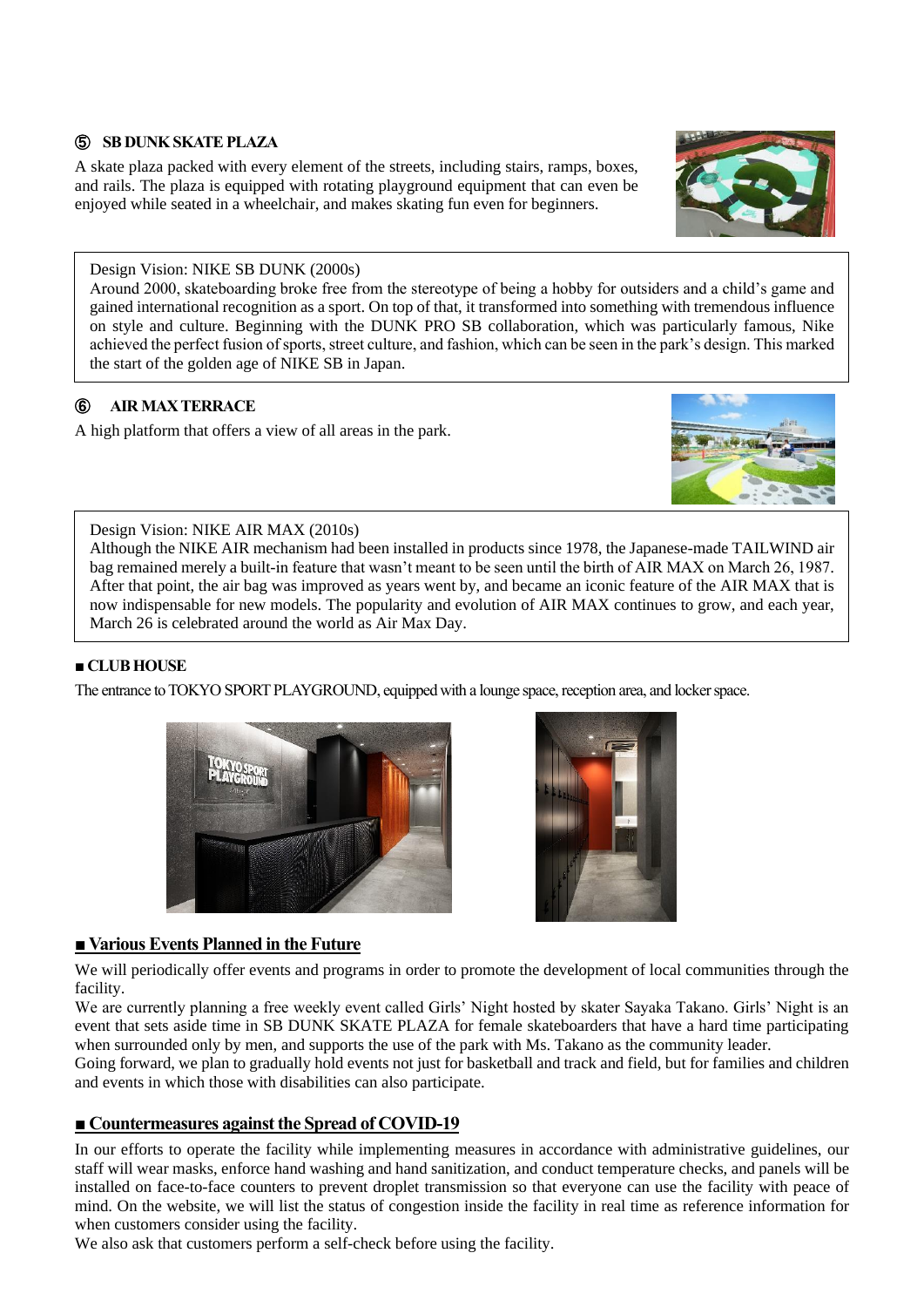### ⑤ SB DUNK SKATE PLAZA

A skate plaza packed with every element of the streets, including stairs, ramps, boxes, and rails. The plaza is equipped with rotating playground equipment that can even be enjoyed while seated in a wheelchair, and makes skating fun even for beginners.

> Design Vision: NIKE SB DUNK (2000s)
> Around 2000, skateboarding broke free from the stereotype of being a hobby for outsiders and a child's game and gained international recognition as a sport. On top of that, it transformed into something with tremendous influence on style and culture. Beginning with the DUNK PRO SB collaboration, which was particularly famous, Nike achieved the perfect fusion of sports, street culture, and fashion, which can be seen in the park's design. This marked the start of the golden age of NIKE SB in Japan.

### ⑥ AIR MAX TERRACE

A high platform that offers a view of all areas in the park.

> Design Vision: NIKE AIR MAX (2010s)
> Although the NIKE AIR mechanism had been installed in products since 1978, the Japanese-made TAILWIND air bag remained merely a built-in feature that wasn't meant to be seen until the birth of AIR MAX on March 26, 1987. After that point, the air bag was improved as years went by, and became an iconic feature of the AIR MAX that is now indispensable for new models. The popularity and evolution of AIR MAX continues to grow, and each year, March 26 is celebrated around the world as Air Max Day.

### ■ CLUB HOUSE

The entrance to TOKYO SPORT PLAYGROUND, equipped with a lounge space, reception area, and locker space.

## ■ Various Events Planned in the Future

We will periodically offer events and programs in order to promote the development of local communities through the facility.

We are currently planning a free weekly event called Girls' Night hosted by skater Sayaka Takano. Girls' Night is an event that sets aside time in SB DUNK SKATE PLAZA for female skateboarders that have a hard time participating when surrounded only by men, and supports the use of the park with Ms. Takano as the community leader.

Going forward, we plan to gradually hold events not just for basketball and track and field, but for families and children and events in which those with disabilities can also participate.

## ■ Countermeasures against the Spread of COVID-19

In our efforts to operate the facility while implementing measures in accordance with administrative guidelines, our staff will wear masks, enforce hand washing and hand sanitization, and conduct temperature checks, and panels will be installed on face-to-face counters to prevent droplet transmission so that everyone can use the facility with peace of mind. On the website, we will list the status of congestion inside the facility in real time as reference information for when customers consider using the facility.

We also ask that customers perform a self-check before using the facility.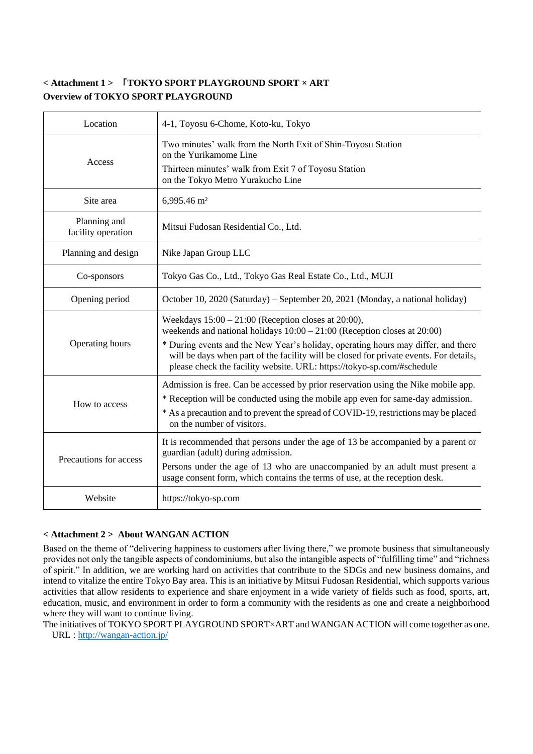**< Attachment 1 > 「TOKYO SPORT PLAYGROUND SPORT × ART**
**Overview of TOKYO SPORT PLAYGROUND**

| | |
|---|---|
| Location | 4-1, Toyosu 6-Chome, Koto-ku, Tokyo |
| Access | Two minutes' walk from the North Exit of Shin-Toyosu Station on the Yurikamome Line<br>Thirteen minutes' walk from Exit 7 of Toyosu Station on the Tokyo Metro Yurakucho Line |
| Site area | 6,995.46 m² |
| Planning and facility operation | Mitsui Fudosan Residential Co., Ltd. |
| Planning and design | Nike Japan Group LLC |
| Co-sponsors | Tokyo Gas Co., Ltd., Tokyo Gas Real Estate Co., Ltd., MUJI |
| Opening period | October 10, 2020 (Saturday) – September 20, 2021 (Monday, a national holiday) |
| Operating hours | Weekdays 15:00 – 21:00 (Reception closes at 20:00), weekends and national holidays 10:00 – 21:00 (Reception closes at 20:00)<br>* During events and the New Year's holiday, operating hours may differ, and there will be days when part of the facility will be closed for private events. For details, please check the facility website. URL: https://tokyo-sp.com/#schedule |
| How to access | Admission is free. Can be accessed by prior reservation using the Nike mobile app.<br>* Reception will be conducted using the mobile app even for same-day admission.<br>* As a precaution and to prevent the spread of COVID-19, restrictions may be placed on the number of visitors. |
| Precautions for access | It is recommended that persons under the age of 13 be accompanied by a parent or guardian (adult) during admission.<br>Persons under the age of 13 who are unaccompanied by an adult must present a usage consent form, which contains the terms of use, at the reception desk. |
| Website | https://tokyo-sp.com |

**< Attachment 2 > About WANGAN ACTION**

Based on the theme of "delivering happiness to customers after living there," we promote business that simultaneously provides not only the tangible aspects of condominiums, but also the intangible aspects of "fulfilling time" and "richness of spirit." In addition, we are working hard on activities that contribute to the SDGs and new business domains, and intend to vitalize the entire Tokyo Bay area. This is an initiative by Mitsui Fudosan Residential, which supports various activities that allow residents to experience and share enjoyment in a wide variety of fields such as food, sports, art, education, music, and environment in order to form a community with the residents as one and create a neighborhood where they will want to continue living.

The initiatives of TOKYO SPORT PLAYGROUND SPORT×ART and WANGAN ACTION will come together as one.

URL : http://wangan-action.jp/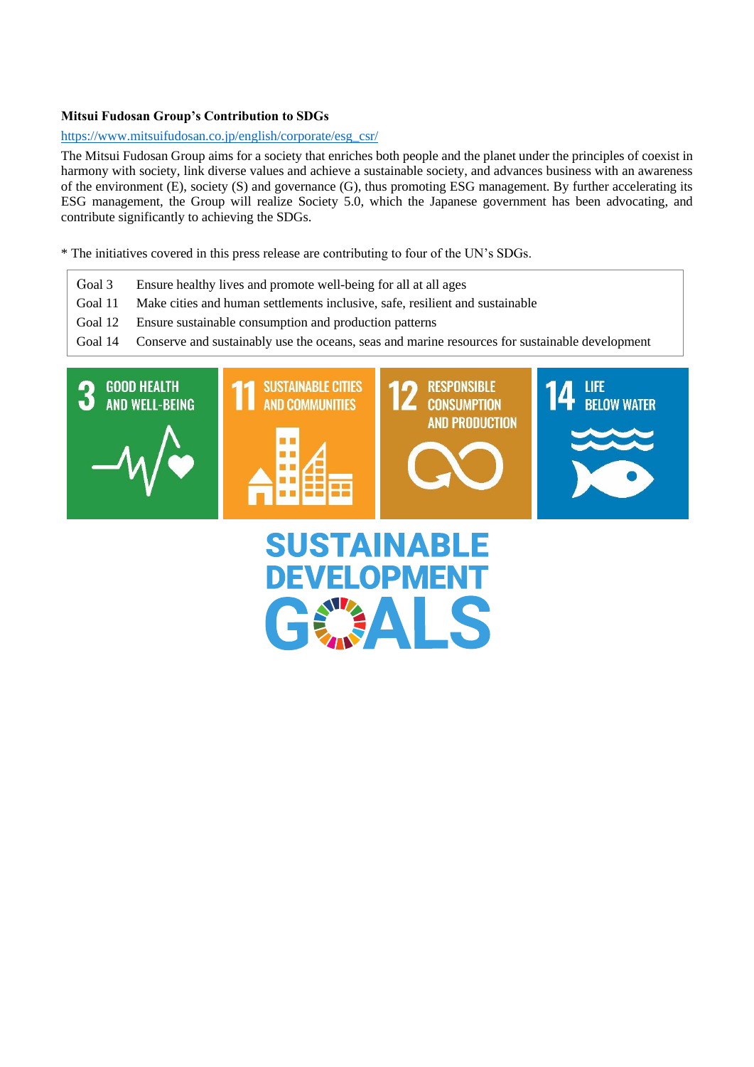**Mitsui Fudosan Group's Contribution to SDGs**

https://www.mitsuifudosan.co.jp/english/corporate/esg_csr/

The Mitsui Fudosan Group aims for a society that enriches both people and the planet under the principles of coexist in harmony with society, link diverse values and achieve a sustainable society, and advances business with an awareness of the environment (E), society (S) and governance (G), thus promoting ESG management. By further accelerating its ESG management, the Group will realize Society 5.0, which the Japanese government has been advocating, and contribute significantly to achieving the SDGs.

* The initiatives covered in this press release are contributing to four of the UN's SDGs.

| | |
|---|---|
| Goal 3 | Ensure healthy lives and promote well-being for all at all ages |
| Goal 11 | Make cities and human settlements inclusive, safe, resilient and sustainable |
| Goal 12 | Ensure sustainable consumption and production patterns |
| Goal 14 | Conserve and sustainably use the oceans, seas and marine resources for sustainable development |

3 GOOD HEALTH AND WELL-BEING

11 SUSTAINABLE CITIES AND COMMUNITIES

12 RESPONSIBLE CONSUMPTION AND PRODUCTION

14 LIFE BELOW WATER

SUSTAINABLE DEVELOPMENT GOALS